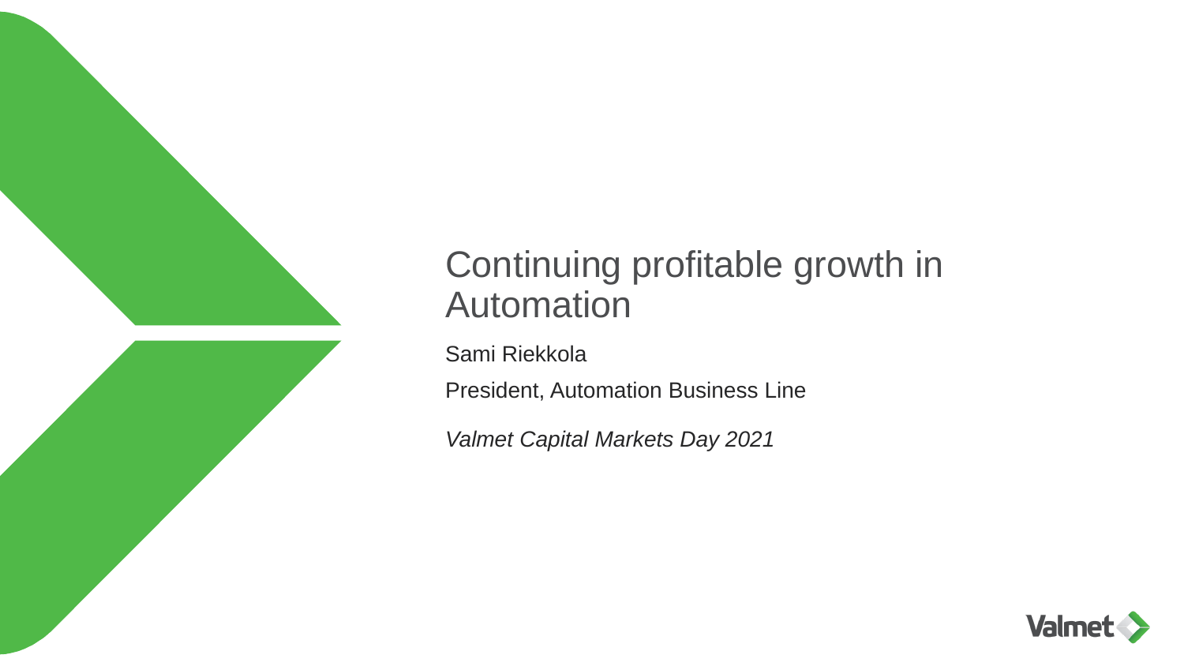# Continuing profitable growth in Automation

Sami Riekkola

President, Automation Business Line

*Valmet Capital Markets Day 2021*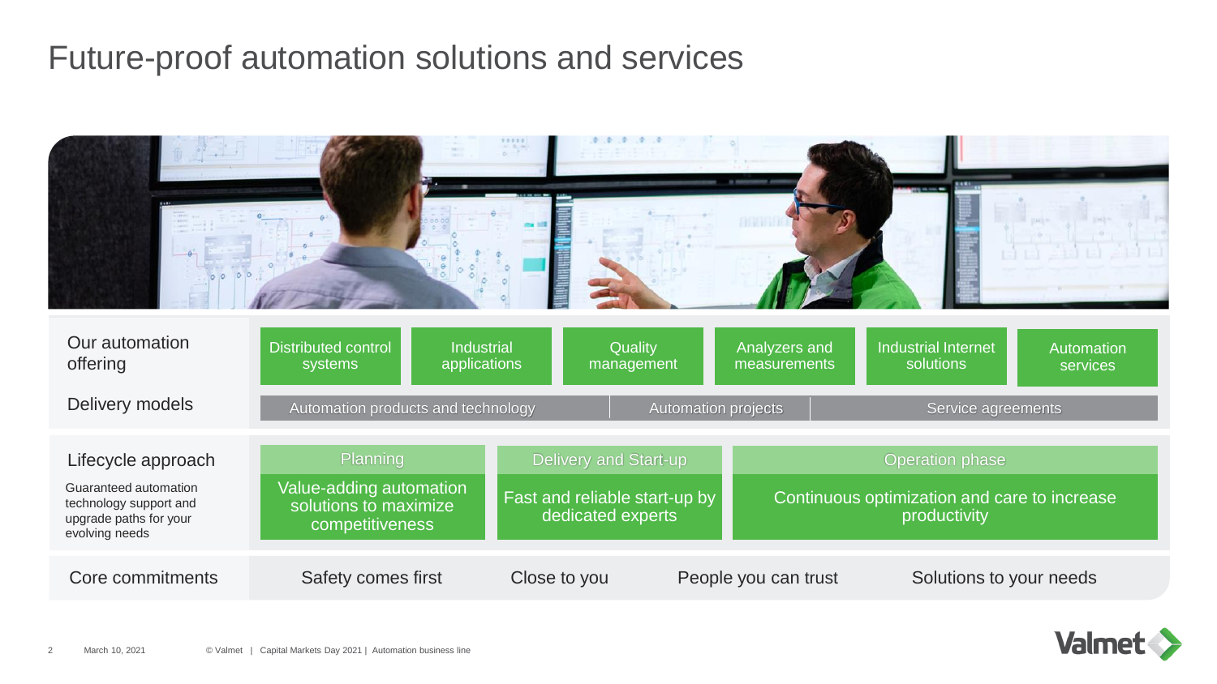# Future-proof automation solutions and services

## Our automation offering

- Distributed control systems
- Industrial applications
- Quality management
- Analyzers and measurements
- Industrial Internet solutions
- Automation services

## Delivery models

- Automation products and technology
- Automation projects
- Service agreements

## Lifecycle approach

Guaranteed automation technology support and upgrade paths for your evolving needs

| Planning | Delivery and Start-up | Operation phase |
|---|---|---|
| Value-adding automation solutions to maximize competitiveness | Fast and reliable start-up by dedicated experts | Continuous optimization and care to increase productivity |

## Core commitments

- Safety comes first
- Close to you
- People you can trust
- Solutions to your needs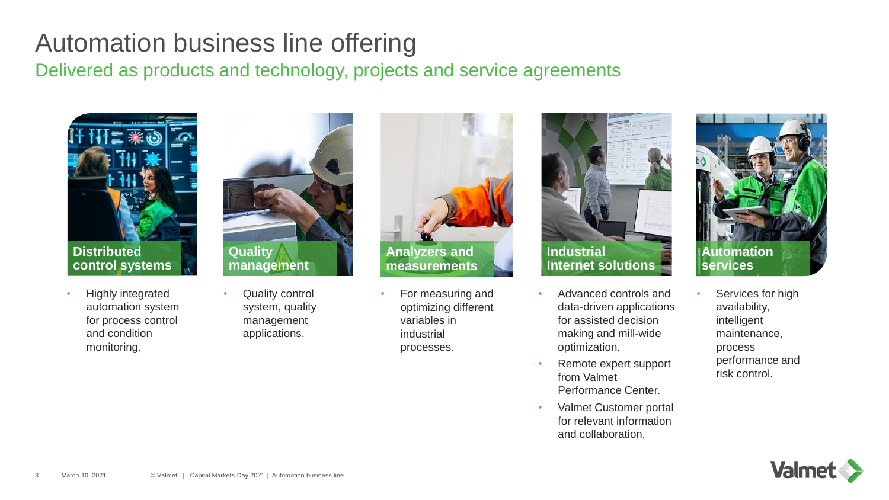# Automation business line offering

## Delivered as products and technology, projects and service agreements

### Distributed control systems

- Highly integrated automation system for process control and condition monitoring.

### Quality management

- Quality control system, quality management applications.

### Analyzers and measurements

- For measuring and optimizing different variables in industrial processes.

### Industrial Internet solutions

- Advanced controls and data-driven applications for assisted decision making and mill-wide optimization.
- Remote expert support from Valmet Performance Center.
- Valmet Customer portal for relevant information and collaboration.

### Automation services

- Services for high availability, intelligent maintenance, process performance and risk control.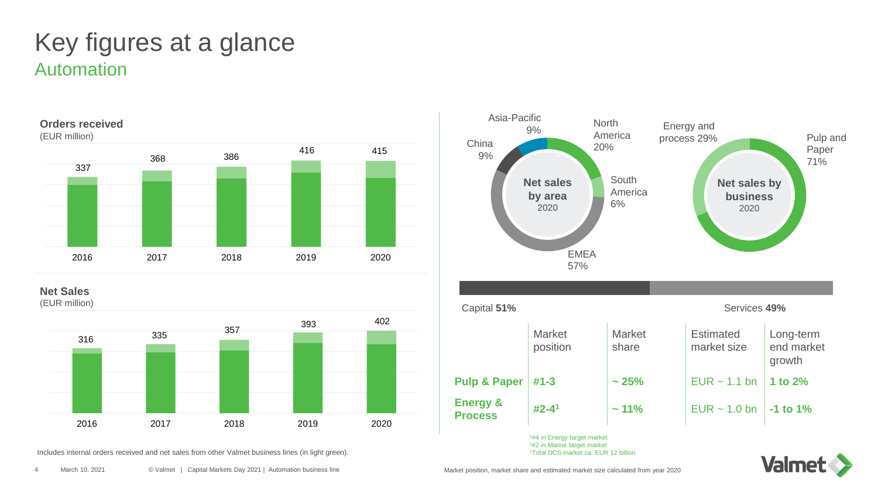# Key figures at a glance

## Automation

**Orders received**
(EUR million)

| 2016 | 2017 | 2018 | 2019 | 2020 |
|---|---|---|---|---|
| 337 | 368 | 386 | 416 | 415 |

**Net Sales**
(EUR million)

| 2016 | 2017 | 2018 | 2019 | 2020 |
|---|---|---|---|---|
| 316 | 335 | 357 | 393 | 402 |

Includes internal orders received and net sales from other Valmet business lines (in light green).

**Net sales by area** 2020

- North America 20%
- South America 6%
- EMEA 57%
- China 9%
- Asia-Pacific 9%

**Net sales by business** 2020

- Pulp and Paper 71%
- Energy and process 29%

Capital **51%** | Services **49%**

| | Market position | Market share | Estimated market size | Long-term end market growth |
|---|---|---|---|---|
| **Pulp & Paper** | **#1-3** | **~ 25%** | EUR ~ 1.1 bn | **1 to 2%** |
| **Energy & Process** | **#2-4**[1] | **~ 11%** | EUR ~ 1.0 bn | **-1 to 1%** |

[1]#4 in Energy target market
[1]#2 in Marine target market
[1]Total DCS market ca. EUR 12 billion

Market position, market share and estimated market size calculated from year 2020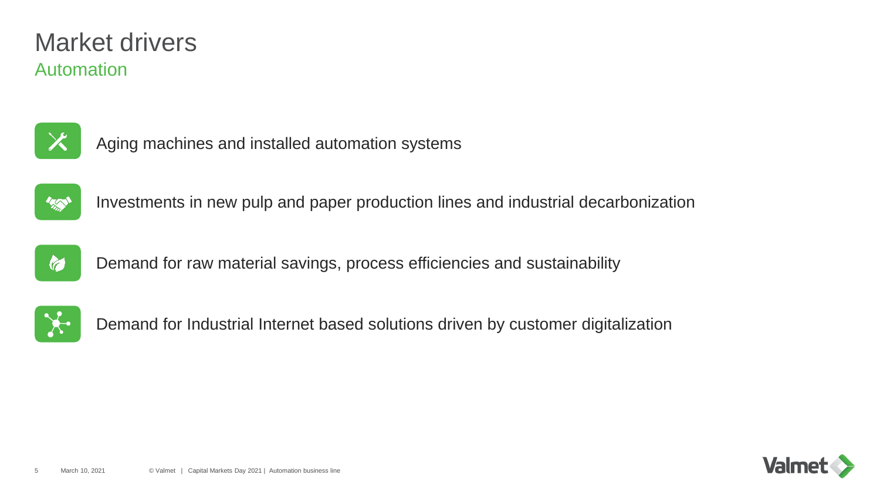# Market drivers

## Automation

- Aging machines and installed automation systems
- Investments in new pulp and paper production lines and industrial decarbonization
- Demand for raw material savings, process efficiencies and sustainability
- Demand for Industrial Internet based solutions driven by customer digitalization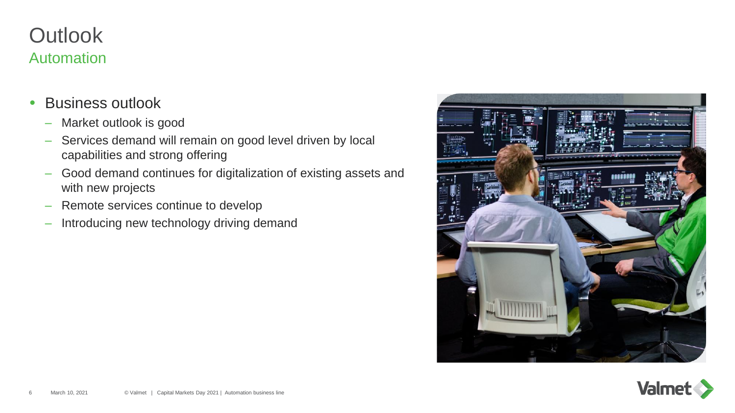# Outlook

## Automation

- Business outlook
  - Market outlook is good
  - Services demand will remain on good level driven by local capabilities and strong offering
  - Good demand continues for digitalization of existing assets and with new projects
  - Remote services continue to develop
  - Introducing new technology driving demand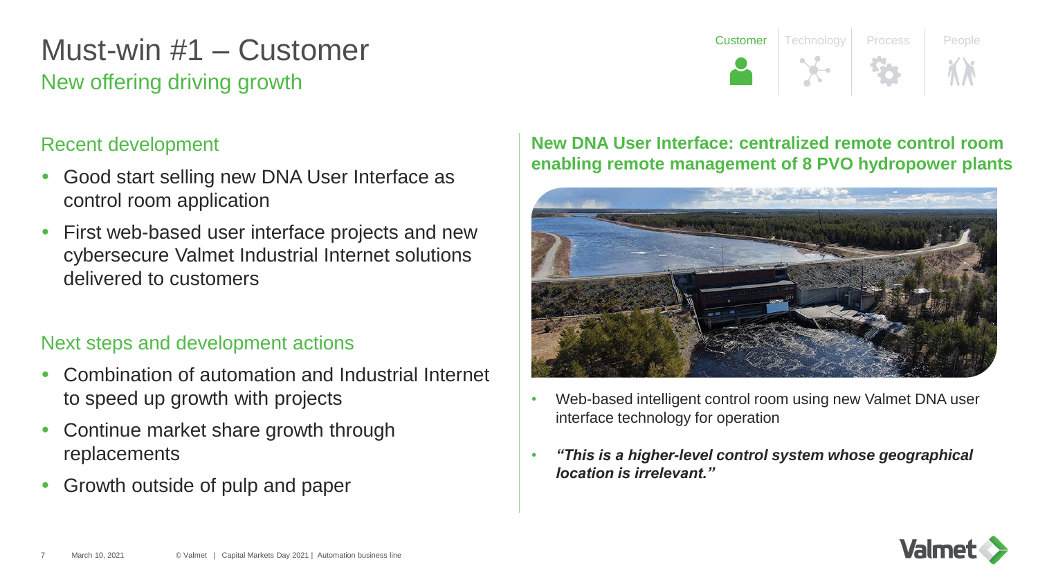# Must-win #1 – Customer

## New offering driving growth

Customer | Technology | Process | People

### Recent development

- Good start selling new DNA User Interface as control room application
- First web-based user interface projects and new cybersecure Valmet Industrial Internet solutions delivered to customers

### Next steps and development actions

- Combination of automation and Industrial Internet to speed up growth with projects
- Continue market share growth through replacements
- Growth outside of pulp and paper

**New DNA User Interface: centralized remote control room enabling remote management of 8 PVO hydropower plants**

- Web-based intelligent control room using new Valmet DNA user interface technology for operation
- ***"This is a higher-level control system whose geographical location is irrelevant."***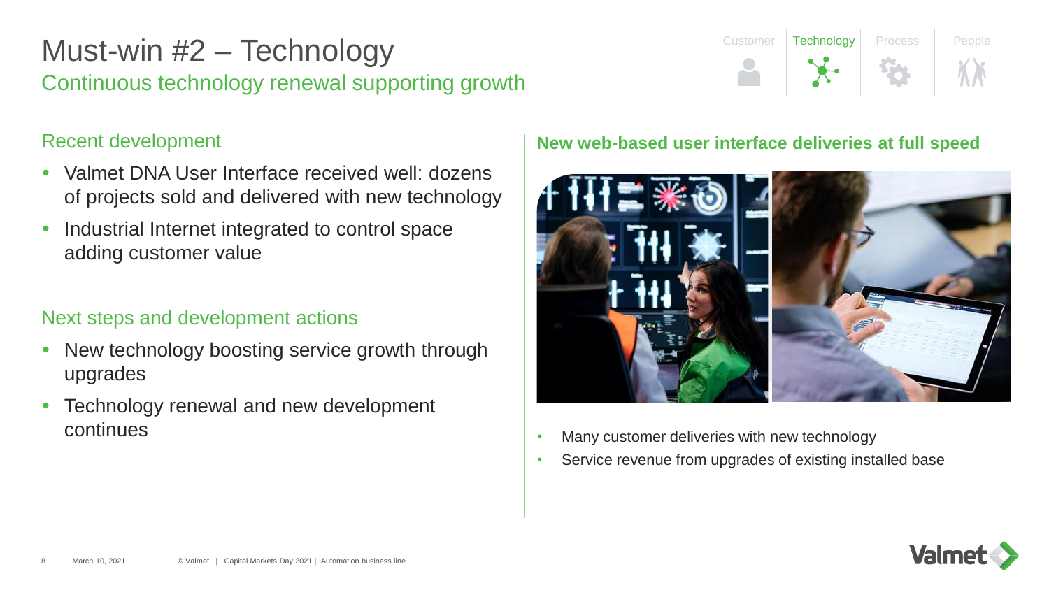# Must-win #2 – Technology

## Continuous technology renewal supporting growth

Customer | Technology | Process | People

### Recent development

- Valmet DNA User Interface received well: dozens of projects sold and delivered with new technology
- Industrial Internet integrated to control space adding customer value

### Next steps and development actions

- New technology boosting service growth through upgrades
- Technology renewal and new development continues

### New web-based user interface deliveries at full speed

- Many customer deliveries with new technology
- Service revenue from upgrades of existing installed base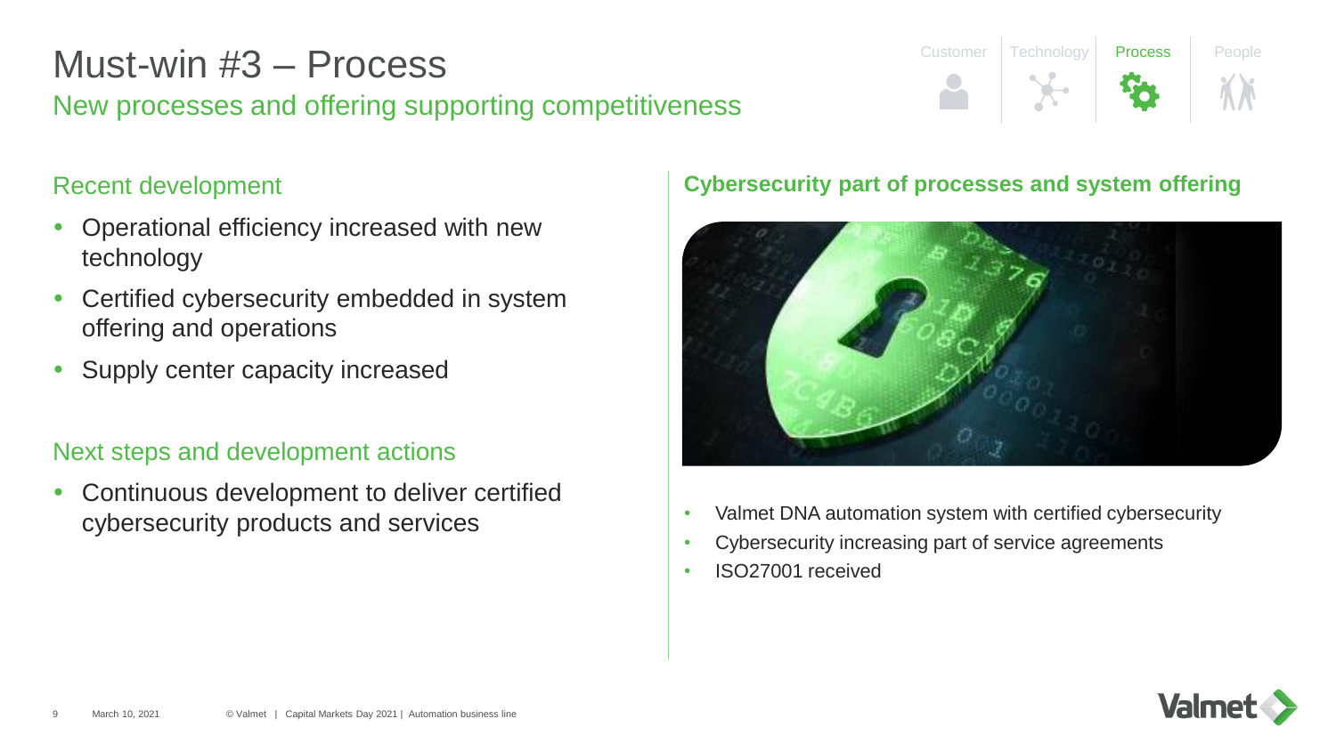# Must-win #3 – Process

## New processes and offering supporting competitiveness

Customer | Technology | Process | People

### Recent development

- Operational efficiency increased with new technology
- Certified cybersecurity embedded in system offering and operations
- Supply center capacity increased

### Next steps and development actions

- Continuous development to deliver certified cybersecurity products and services

**Cybersecurity part of processes and system offering**

- Valmet DNA automation system with certified cybersecurity
- Cybersecurity increasing part of service agreements
- ISO27001 received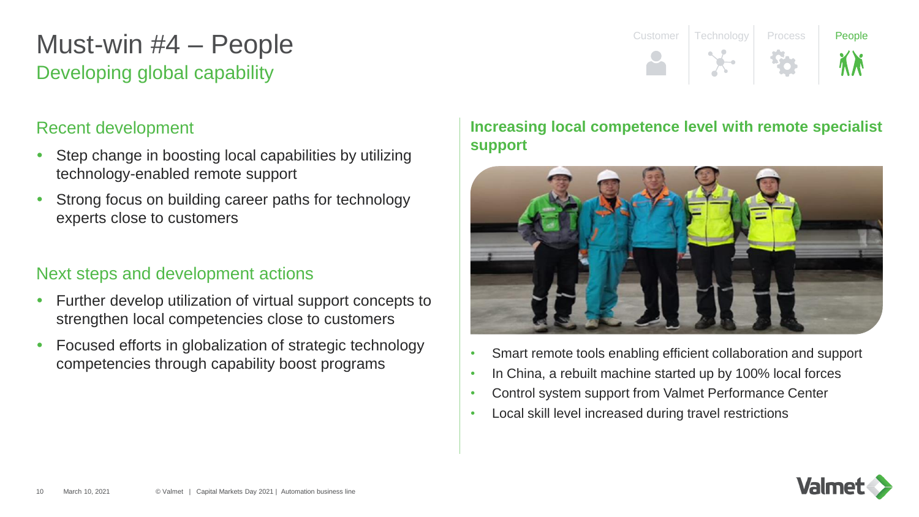# Must-win #4 – People

## Developing global capability

Customer | Technology | Process | People

### Recent development

- Step change in boosting local capabilities by utilizing technology-enabled remote support
- Strong focus on building career paths for technology experts close to customers

### Next steps and development actions

- Further develop utilization of virtual support concepts to strengthen local competencies close to customers
- Focused efforts in globalization of strategic technology competencies through capability boost programs

**Increasing local competence level with remote specialist support**

- Smart remote tools enabling efficient collaboration and support
- In China, a rebuilt machine started up by 100% local forces
- Control system support from Valmet Performance Center
- Local skill level increased during travel restrictions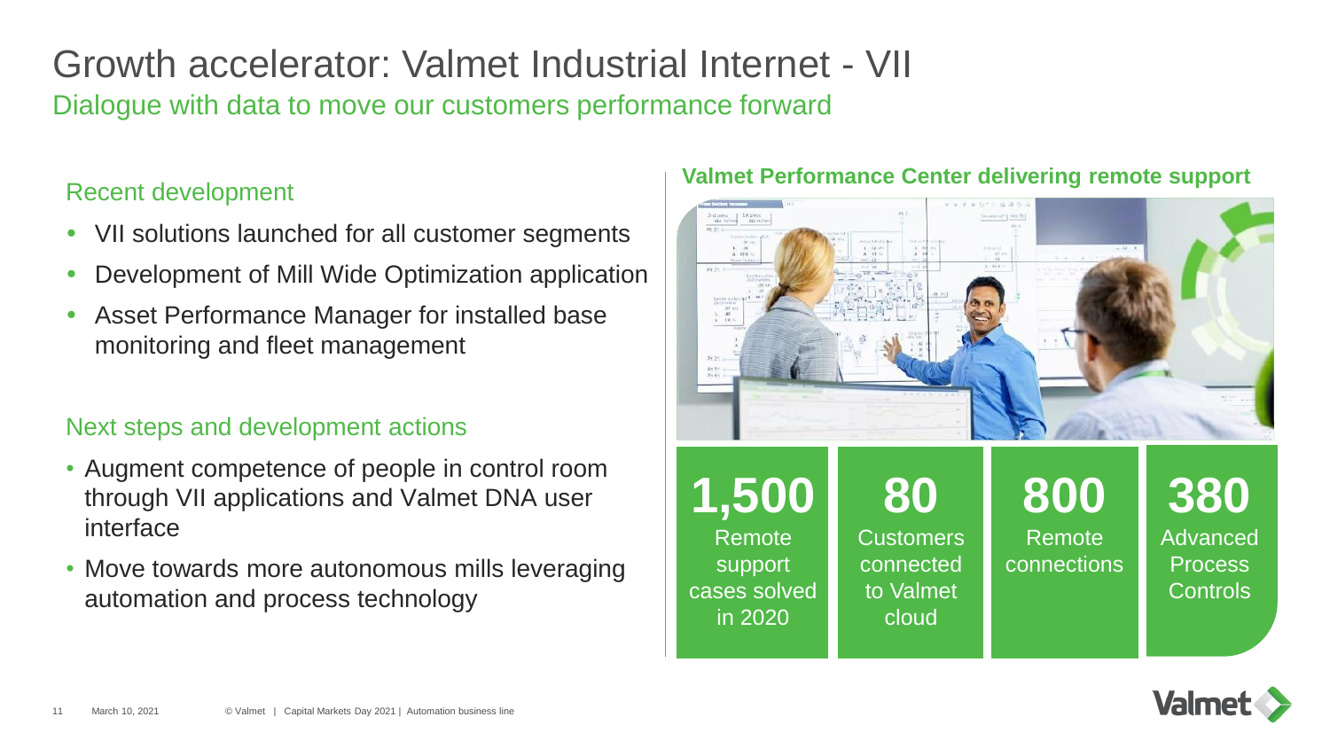# Growth accelerator: Valmet Industrial Internet - VII

Dialogue with data to move our customers performance forward

## Recent development

- VII solutions launched for all customer segments
- Development of Mill Wide Optimization application
- Asset Performance Manager for installed base monitoring and fleet management

## Next steps and development actions

- Augment competence of people in control room through VII applications and Valmet DNA user interface
- Move towards more autonomous mills leveraging automation and process technology

**Valmet Performance Center delivering remote support**

| 1,500 | 80 | 800 | 380 |
| --- | --- | --- | --- |
| Remote support cases solved in 2020 | Customers connected to Valmet cloud | Remote connections | Advanced Process Controls |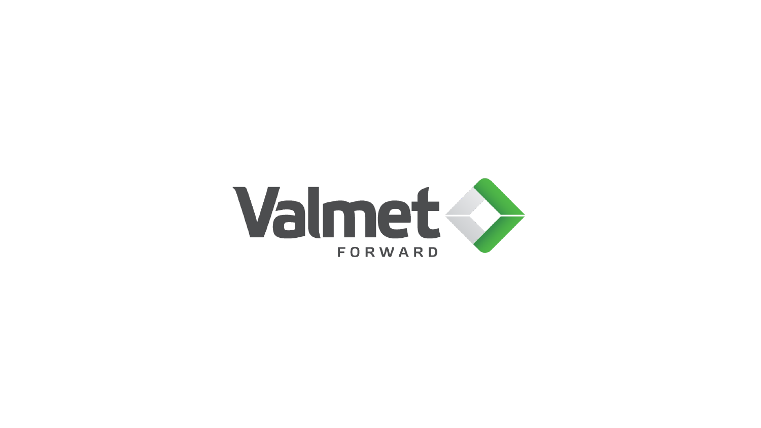Valmet

FORWARD